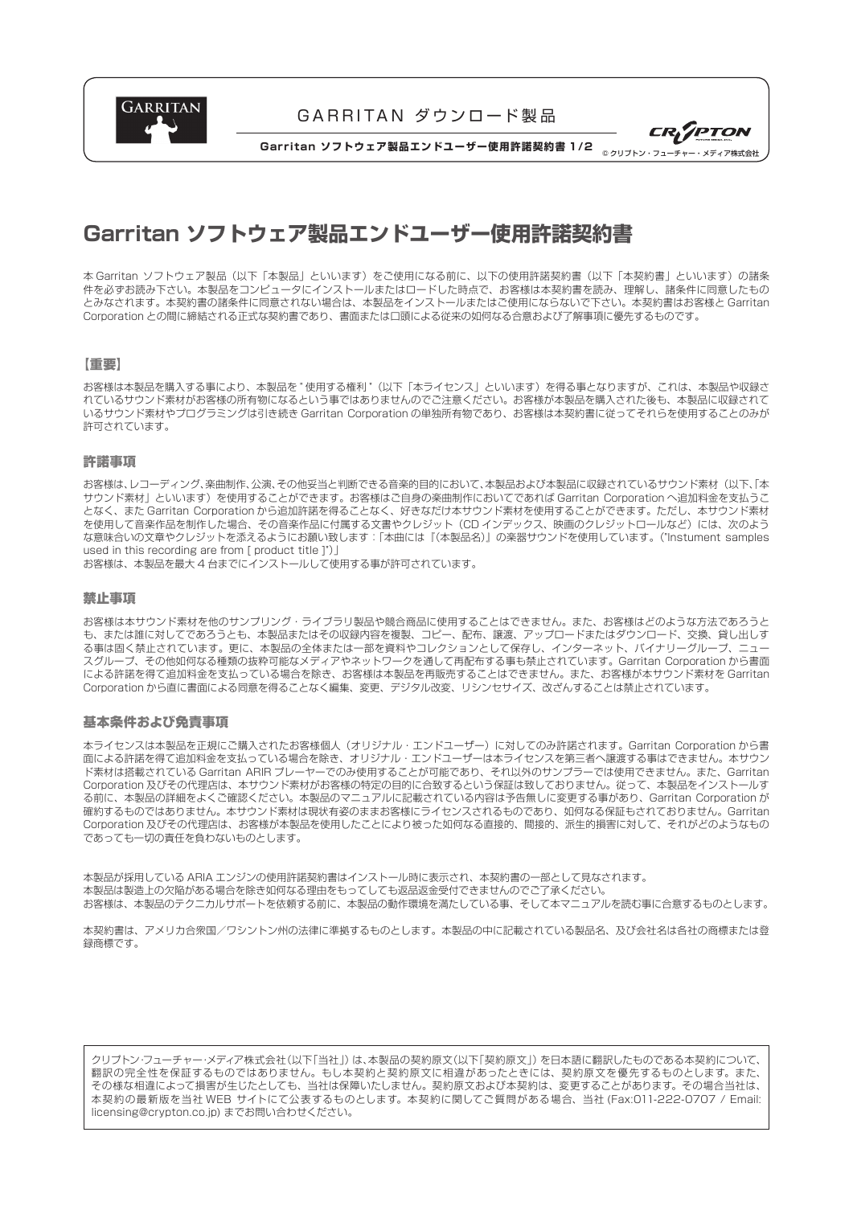# Garritan ソフトウェア製品エンドユーザー使用許諾契約書

本 Garritan ソフトウェア製品（以下「本製品」といいます）をご使用になる前に、以下の使用許諾契約書（以下「本契約書」といいます）の諸条件を必ずお読み下さい。本製品をコンピュータにインストールまたはロードした時点で、お客様は本契約書を読み、理解し、諸条件に同意したものとみなされます。本契約書の諸条件に同意されない場合は、本製品をインストールまたはご使用にならないで下さい。本契約書はお客様と Garritan Corporation との間に締結される正式な契約書であり、書面または口頭による従来の如何なる合意および了解事項に優先するものです。

## 【重要】

お客様は本製品を購入する事により、本製品を " 使用する権利 "（以下「本ライセンス」といいます）を得る事となりますが、これは、本製品や収録されているサウンド素材がお客様の所有物になるという事ではありませんのでご注意ください。お客様が本製品を購入された後も、本製品に収録されているサウンド素材やプログラミングは引き続き Garritan Corporation の単独所有物であり、お客様は本契約書に従ってそれらを使用することのみが許可されています。

## 許諾事項

お客様は、レコーディング、楽曲制作、公演、その他妥当と判断できる音楽的目的において、本製品および本製品に収録されているサウンド素材（以下、「本サウンド素材」といいます）を使用することができます。お客様はご自身の楽曲制作においてであれば Garritan Corporation へ追加料金を支払うことなく、また Garritan Corporation から追加許諾を得ることなく、好きなだけ本サウンド素材を使用することができます。ただし、本サウンド素材を使用して音楽作品を制作した場合、その音楽作品に付属する文書やクレジット（CD インデックス、映画のクレジットロールなど）には、次のような意味合いの文章やクレジットを添えるようにお願い致します：「本曲には『(本製品名)』の楽器サウンドを使用しています。("Instument samples used in this recording are from [ product title ]")」

お客様は、本製品を最大 4 台までにインストールして使用する事が許可されています。

## 禁止事項

お客様は本サウンド素材を他のサンプリング・ライブラリ製品や競合商品に使用することはできません。また、お客様はどのような方法であろうとも、または誰に対してであろうとも、本製品またはその収録内容を複製、コピー、配布、譲渡、アップロードまたはダウンロード、交換、貸し出しする事は固く禁止されています。更に、本製品の全体または一部を資料やコレクションとして保存し、インターネット、バイナリーグループ、ニュースグループ、その他如何なる種類の抜粋可能なメディアやネットワークを通して再配布する事も禁止されています。Garritan Corporation から書面による許諾を得て追加料金を支払っている場合を除き、お客様は本製品を再販売することはできません。また、お客様が本サウンド素材を Garritan Corporation から直に書面による同意を得ることなく編集、変更、デジタル改変、リシンセサイズ、改ざんすることは禁止されています。

## 基本条件および免責事項

本ライセンスは本製品を正規にご購入されたお客様個人（オリジナル・エンドユーザー）に対してのみ許諾されます。Garritan Corporation から書面による許諾を得て追加料金を支払っている場合を除き、オリジナル・エンドユーザーは本ライセンスを第三者へ譲渡する事はできません。本サウンド素材は搭載されている Garritan ARIR プレーヤーでのみ使用することが可能であり、それ以外のサンプラーでは使用できません。また、Garritan Corporation 及びその代理店は、本サウンド素材がお客様の特定の目的に合致するという保証は致しておりません。従って、本製品をインストールする前に、本製品の詳細をよくご確認ください。本製品のマニュアルに記載されている内容は予告無しに変更する事があり、Garritan Corporation が確約するものではありません。本サウンド素材は現状有姿のままお客様にライセンスされるものであり、如何なる保証もされておりません。Garritan Corporation 及びその代理店は、お客様が本製品を使用したことにより被った如何なる直接的、間接的、派生的損害に対して、それがどのようなものであっても一切の責任を負わないものとします。

本製品が採用している ARIA エンジンの使用許諾契約書はインストール時に表示され、本契約書の一部として見なされます。
本製品は製造上の欠陥がある場合を除き如何なる理由をもってしても返品返金受付できませんのでご了承ください。
お客様は、本製品のテクニカルサポートを依頼する前に、本製品の動作環境を満たしている事、そして本マニュアルを読む事に合意するものとします。

本契約書は、アメリカ合衆国／ワシントン州の法律に準拠するものとします。本製品の中に記載されている製品名、及び会社名は各社の商標または登録商標です。

クリプトン･フューチャー･メディア株式会社（以下「当社」）は、本製品の契約原文（以下「契約原文」）を日本語に翻訳したものである本契約について、翻訳の完全性を保証するものではありません。もし本契約と契約原文に相違があったときには、契約原文を優先するものとします。また、その様な相違によって損害が生じたとしても、当社は保障いたしません。契約原文および本契約は、変更することがあります。その場合当社は、本契約の最新版を当社 WEB サイトにて公表するものとします。本契約に関してご質問がある場合、当社 (Fax:011-222-0707 / Email: licensing@crypton.co.jp) までお問い合わせください。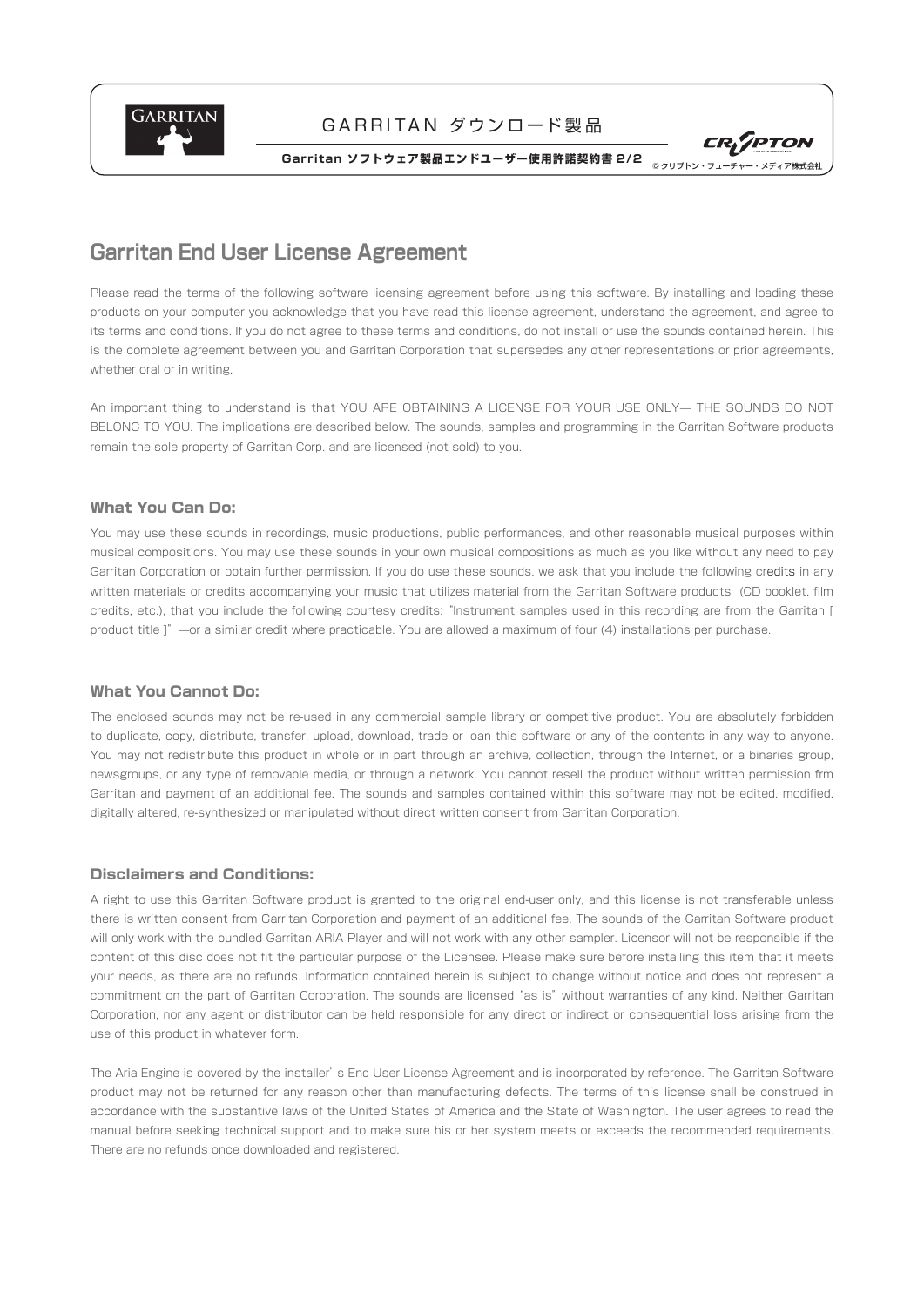# Garritan End User License Agreement

Please read the terms of the following software licensing agreement before using this software. By installing and loading these products on your computer you acknowledge that you have read this license agreement, understand the agreement, and agree to its terms and conditions. If you do not agree to these terms and conditions, do not install or use the sounds contained herein. This is the complete agreement between you and Garritan Corporation that supersedes any other representations or prior agreements, whether oral or in writing.

An important thing to understand is that YOU ARE OBTAINING A LICENSE FOR YOUR USE ONLY— THE SOUNDS DO NOT BELONG TO YOU. The implications are described below. The sounds, samples and programming in the Garritan Software products remain the sole property of Garritan Corp. and are licensed (not sold) to you.

### What You Can Do:

You may use these sounds in recordings, music productions, public performances, and other reasonable musical purposes within musical compositions. You may use these sounds in your own musical compositions as much as you like without any need to pay Garritan Corporation or obtain further permission. If you do use these sounds, we ask that you include the following credits in any written materials or credits accompanying your music that utilizes material from the Garritan Software products (CD booklet, film credits, etc.), that you include the following courtesy credits: "Instrument samples used in this recording are from the Garritan [ product title ]" —or a similar credit where practicable. You are allowed a maximum of four (4) installations per purchase.

### What You Cannot Do:

The enclosed sounds may not be re-used in any commercial sample library or competitive product. You are absolutely forbidden to duplicate, copy, distribute, transfer, upload, download, trade or loan this software or any of the contents in any way to anyone. You may not redistribute this product in whole or in part through an archive, collection, through the Internet, or a binaries group, newsgroups, or any type of removable media, or through a network. You cannot resell the product without written permission frm Garritan and payment of an additional fee. The sounds and samples contained within this software may not be edited, modified, digitally altered, re-synthesized or manipulated without direct written consent from Garritan Corporation.

### Disclaimers and Conditions:

A right to use this Garritan Software product is granted to the original end-user only, and this license is not transferable unless there is written consent from Garritan Corporation and payment of an additional fee. The sounds of the Garritan Software product will only work with the bundled Garritan ARIA Player and will not work with any other sampler. Licensor will not be responsible if the content of this disc does not fit the particular purpose of the Licensee. Please make sure before installing this item that it meets your needs, as there are no refunds. Information contained herein is subject to change without notice and does not represent a commitment on the part of Garritan Corporation. The sounds are licensed "as is" without warranties of any kind. Neither Garritan Corporation, nor any agent or distributor can be held responsible for any direct or indirect or consequential loss arising from the use of this product in whatever form.

The Aria Engine is covered by the installer's End User License Agreement and is incorporated by reference. The Garritan Software product may not be returned for any reason other than manufacturing defects. The terms of this license shall be construed in accordance with the substantive laws of the United States of America and the State of Washington. The user agrees to read the manual before seeking technical support and to make sure his or her system meets or exceeds the recommended requirements. There are no refunds once downloaded and registered.